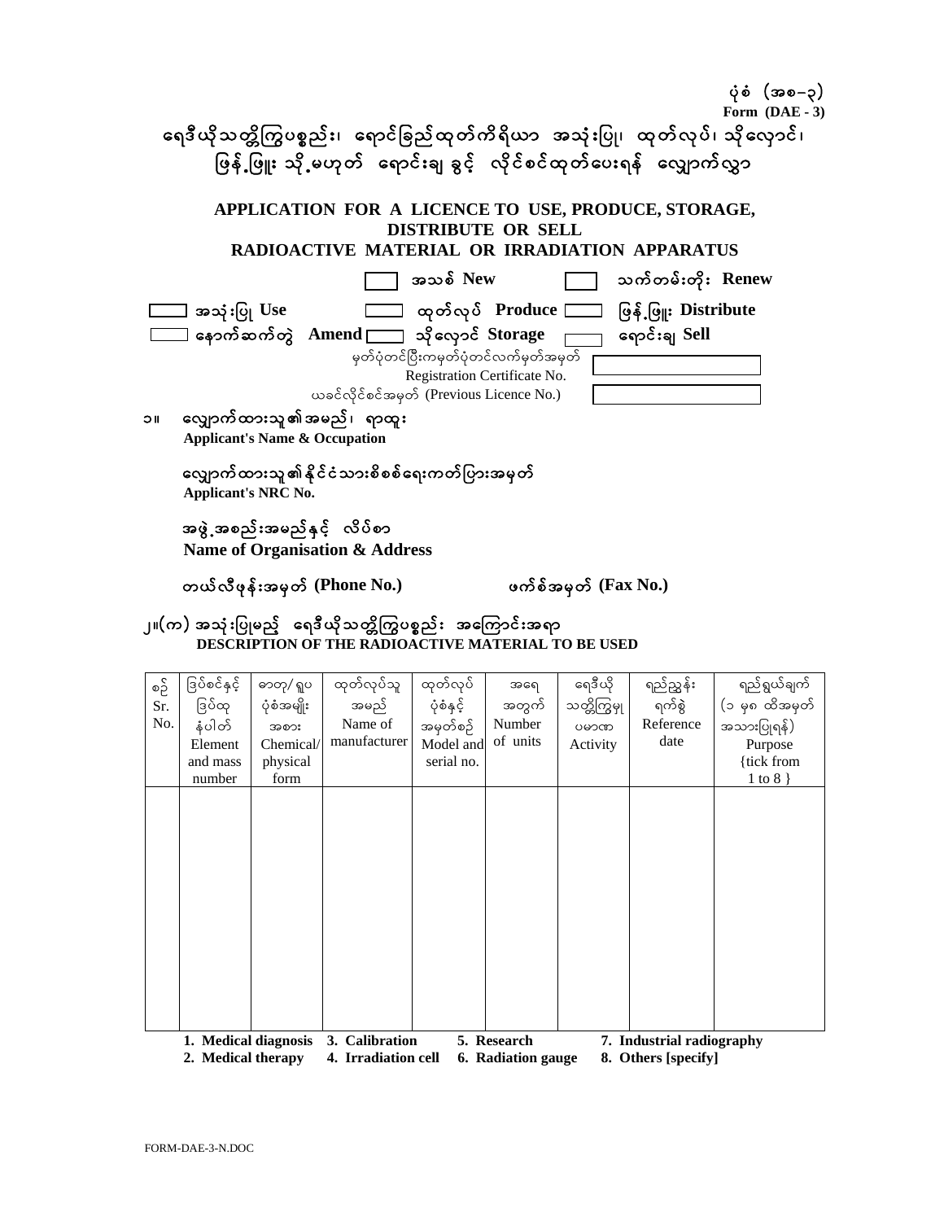ပုံစံ (အစ–၃)
**Form (DAE - 3)**

# ရေဒီယိုသတ္တိကြွပစ္စည်း၊ ရောင်ခြည်ထုတ်ကိရိယာ အသုံးပြု၊ ထုတ်လုပ်၊ သိုလှောင်၊ ဖြန့်ဖြူး သို့မဟုတ် ရောင်းချ ခွင့် လိုင်စင်ထုတ်ပေးရန် လျှောက်လွှာ

## APPLICATION FOR A LICENCE TO USE, PRODUCE, STORAGE, DISTRIBUTE OR SELL RADIOACTIVE MATERIAL OR IRRADIATION APPARATUS

☐ အသစ် **New** ☐ သက်တမ်းတိုး **Renew**

☐ အသုံးပြု **Use** ☐ ထုတ်လုပ် **Produce** ☐ ဖြန့်ဖြူး **Distribute**

☐ နောက်ဆက်တွဲ **Amend** ☐ သိုလှောင် **Storage** ☐ ရောင်းချ **Sell**

မှတ်ပုံတင်ပြီးကမှတ်ပုံတင်လက်မှတ်အမှတ် Registration Certificate No. ☐

ယခင်လိုင်စင်အမှတ် (Previous Licence No.) ☐

၁။ လျှောက်ထားသူ၏အမည်၊ ရာထူး
**Applicant's Name & Occupation**

လျှောက်ထားသူ၏နိုင်ငံသားစိစစ်ရေးကတ်ပြားအမှတ်
**Applicant's NRC No.**

အဖွဲ့အစည်းအမည်နှင့် လိပ်စာ
**Name of Organisation & Address**

တယ်လီဖုန်းအမှတ် **(Phone No.)** ဖက်စ်အမှတ် **(Fax No.)**

၂။(က) အသုံးပြုမည့် ရေဒီယိုသတ္တိကြွပစ္စည်း အကြောင်းအရာ
**DESCRIPTION OF THE RADIOACTIVE MATERIAL TO BE USED**

| စဉ် Sr. No. | ဒြပ်စင်နှင့် ဒြပ်ထု နံပါတ် Element and mass number | ဓာတု/ ရူပ ပုံစံအမျိုးအစား Chemical/ physical form | ထုတ်လုပ်သူ အမည် Name of manufacturer | ထုတ်လုပ် ပုံစံနှင့် အမှတ်စဉ် Model and serial no. | အရေ အတွက် Number of units | ရေဒီယို သတ္တိကြွမှု ပမာဏ Activity | ရည်ညွှန်း ရက်စွဲ Reference date | ရည်ရွယ်ချက် (၁ မှ ၈ ထိအမှတ် အသားပြုရန်) Purpose {tick from 1 to 8 } |
|---|---|---|---|---|---|---|---|---|
| | | | | | | | | |

**1. Medical diagnosis** **3. Calibration** **5. Research** **7. Industrial radiography**
**2. Medical therapy** **4. Irradiation cell** **6. Radiation gauge** **8. Others [specify]**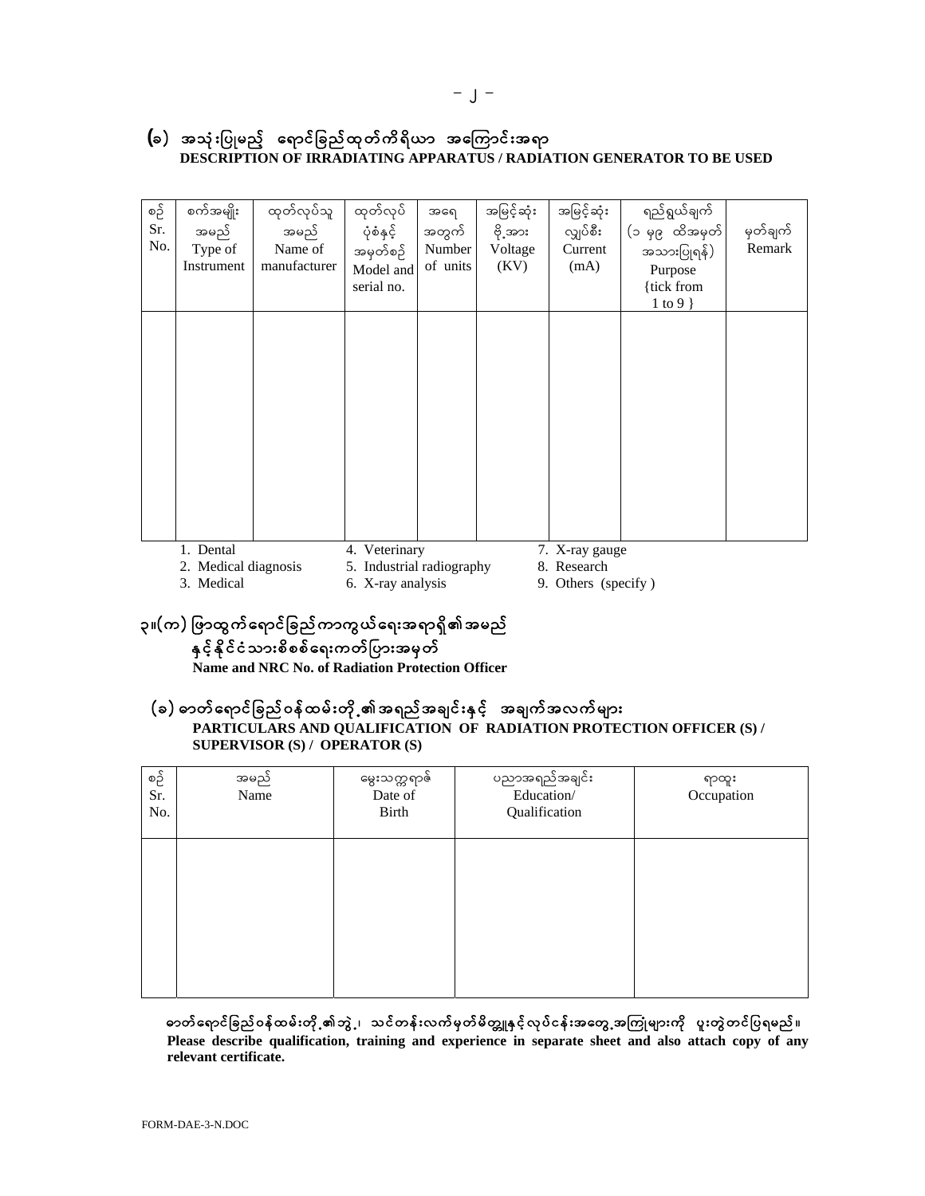## (ခ) အသုံးပြုမည့် ရောင်ခြည်ထုတ်ကိရိယာ အကြောင်းအရာ
**DESCRIPTION OF IRRADIATING APPARATUS / RADIATION GENERATOR TO BE USED**

| စဉ် Sr. No. | စက်အမျိုးအမည် Type of Instrument | ထုတ်လုပ်သူအမည် Name of manufacturer | ထုတ်လုပ်ပုံစံနှင့် အမှတ်စဉ် Model and serial no. | အရေအတွက် Number of units | အမြင့်ဆုံးဗို့အား Voltage (KV) | အမြင့်ဆုံးလျှပ်စီး Current (mA) | ရည်ရွယ်ချက် (၁ မှ ၉ ထိအမှတ်အသားပြုရန်) Purpose {tick from 1 to 9 } | မှတ်ချက် Remark |
|---|---|---|---|---|---|---|---|---|
| | | | | | | | | |

1. Dental
2. Medical diagnosis
3. Medical
4. Veterinary
5. Industrial radiography
6. X-ray analysis
7. X-ray gauge
8. Research
9. Others (specify )

## ၃။(က) ဖြာထွက်ရောင်ခြည်ကာကွယ်ရေးအရာရှိ၏အမည် နှင့်နိုင်ငံသားစိစစ်ရေးကတ်ပြားအမှတ်
**Name and NRC No. of Radiation Protection Officer**

## (ခ) ဓာတ်ရောင်ခြည်ဝန်ထမ်းတို့၏အရည်အချင်းနှင့် အချက်အလက်များ
**PARTICULARS AND QUALIFICATION OF RADIATION PROTECTION OFFICER (S) / SUPERVISOR (S) / OPERATOR (S)**

| စဉ် Sr. No. | အမည် Name | မွေးသက္ကရာဇ် Date of Birth | ပညာအရည်အချင်း Education/ Qualification | ရာထူး Occupation |
|---|---|---|---|---|
| | | | | |

ဓာတ်ရောင်ခြည်ဝန်ထမ်းတို့၏ဘွဲ့၊ သင်တန်းလက်မှတ်မိတ္တူနှင့်လုပ်ငန်းအတွေ့အကြုံများကို ပူးတွဲတင်ပြရမည်။
**Please describe qualification, training and experience in separate sheet and also attach copy of any relevant certificate.**

FORM-DAE-3-N.DOC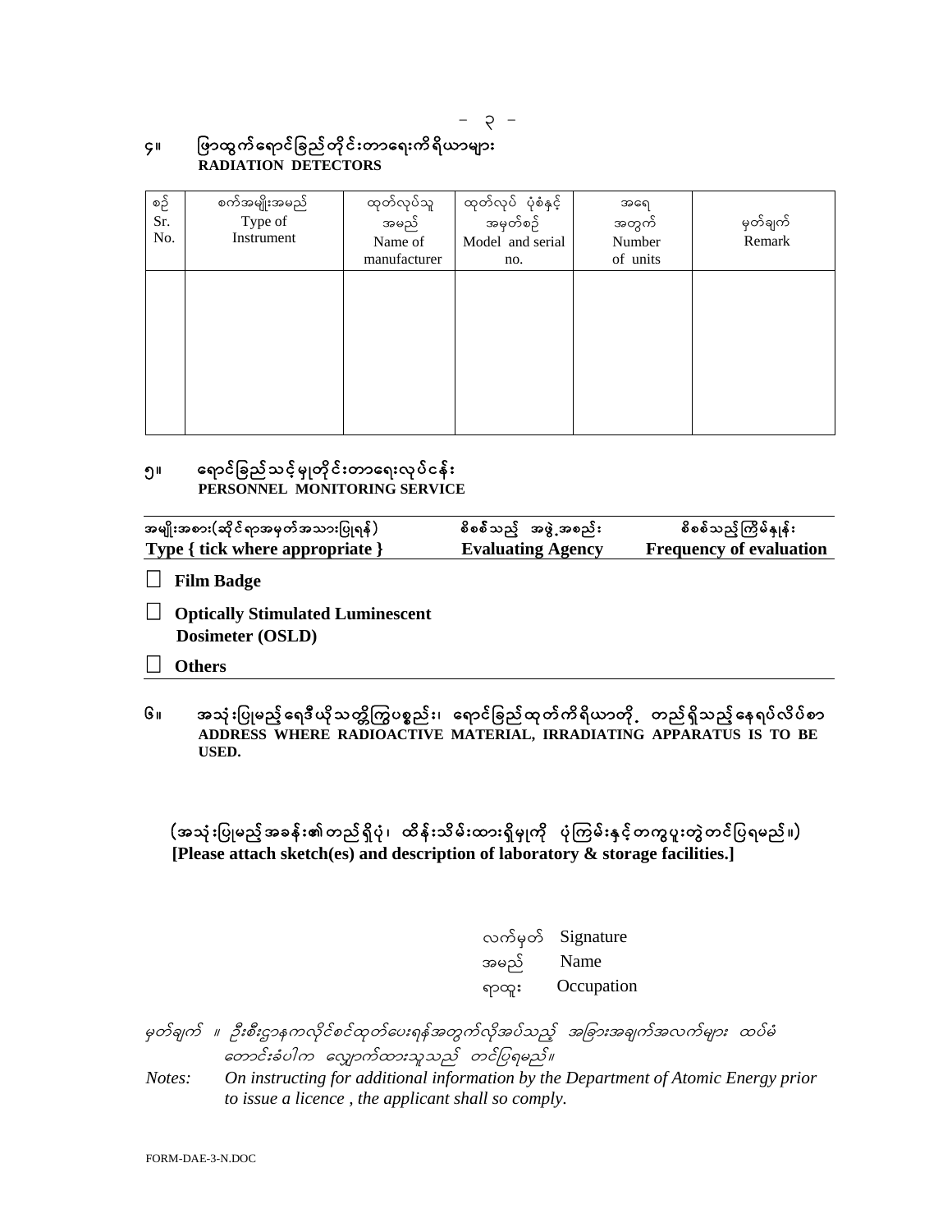## ၄။ ဖြာထွက်ရောင်ခြည်တိုင်းတာရေးကိရိယာများ
**RADIATION DETECTORS**

| စဉ် Sr. No. | စက်အမျိုးအမည် Type of Instrument | ထုတ်လုပ်သူ အမည် Name of manufacturer | ထုတ်လုပ် ပုံစံနှင့် အမှတ်စဉ် Model and serial no. | အရေအတွက် Number of units | မှတ်ချက် Remark |
|---|---|---|---|---|---|
| | | | | | |

## ၅။ ရောင်ခြည်သင့်မှုတိုင်းတာရေးလုပ်ငန်း
**PERSONNEL MONITORING SERVICE**

| အမျိုးအစား(ဆိုင်ရာအမှတ်အသားပြုရန်) Type { tick where appropriate } | စိစစ်သည့် အဖွဲ့အစည်း Evaluating Agency | စိစစ်သည့်ကြိမ်နှုန်း Frequency of evaluation |
|---|---|---|
| ☐ **Film Badge** | | |
| ☐ **Optically Stimulated Luminescent Dosimeter (OSLD)** | | |
| ☐ **Others** | | |

## ၆။ အသုံးပြုမည့်ရေဒီယိုသတ္တိကြွပစ္စည်း၊ ရောင်ခြည်ထုတ်ကိရိယာတို့ တည်ရှိသည့်နေရပ်လိပ်စာ
**ADDRESS WHERE RADIOACTIVE MATERIAL, IRRADIATING APPARATUS IS TO BE USED.**

**(အသုံးပြုမည့်အခန်း၏တည်ရှိပုံ၊ ထိန်းသိမ်းထားရှိမှုကို ပုံကြမ်းနှင့်တကွပူးတွဲတင်ပြရမည်။)**
**[Please attach sketch(es) and description of laboratory & storage facilities.]**

လက်မှတ် Signature
အမည် Name
ရာထူး Occupation

*မှတ်ချက် ။ ဦးစီးဌာနကလိုင်စင်ထုတ်ပေးရန်အတွက်လိုအပ်သည့် အခြားအချက်အလက်များ ထပ်မံတောင်းခံပါက လျှောက်ထားသူသည် တင်ပြရမည်။*

*Notes: On instructing for additional information by the Department of Atomic Energy prior to issue a licence , the applicant shall so comply.*

FORM-DAE-3-N.DOC